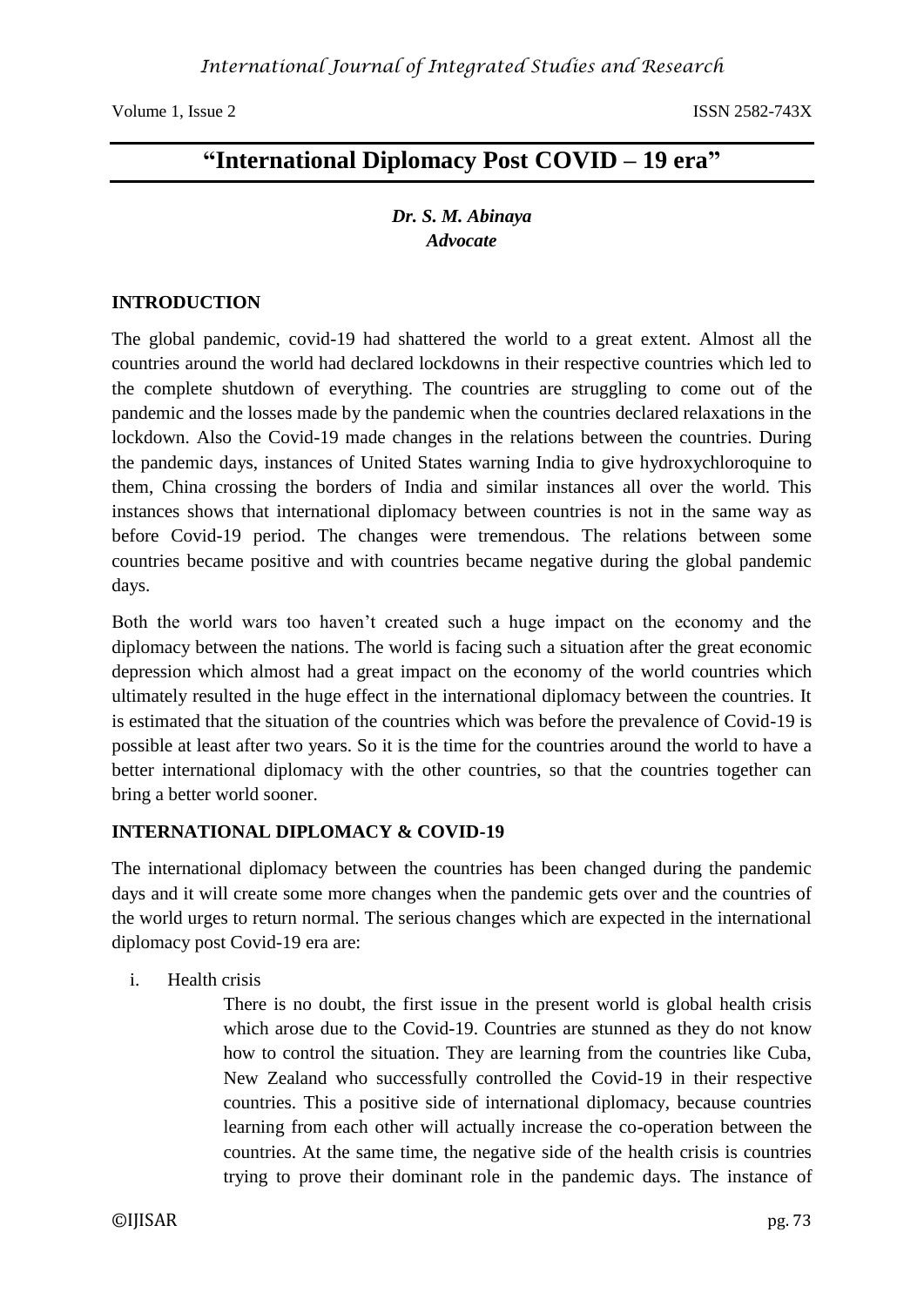# "International Diplomacy Post COVID – 19 era"

***Dr. S. M. Abinaya***
***Advocate***

## INTRODUCTION

The global pandemic, covid-19 had shattered the world to a great extent. Almost all the countries around the world had declared lockdowns in their respective countries which led to the complete shutdown of everything. The countries are struggling to come out of the pandemic and the losses made by the pandemic when the countries declared relaxations in the lockdown. Also the Covid-19 made changes in the relations between the countries. During the pandemic days, instances of United States warning India to give hydroxychloroquine to them, China crossing the borders of India and similar instances all over the world. This instances shows that international diplomacy between countries is not in the same way as before Covid-19 period. The changes were tremendous. The relations between some countries became positive and with countries became negative during the global pandemic days.

Both the world wars too haven't created such a huge impact on the economy and the diplomacy between the nations. The world is facing such a situation after the great economic depression which almost had a great impact on the economy of the world countries which ultimately resulted in the huge effect in the international diplomacy between the countries. It is estimated that the situation of the countries which was before the prevalence of Covid-19 is possible at least after two years. So it is the time for the countries around the world to have a better international diplomacy with the other countries, so that the countries together can bring a better world sooner.

## INTERNATIONAL DIPLOMACY & COVID-19

The international diplomacy between the countries has been changed during the pandemic days and it will create some more changes when the pandemic gets over and the countries of the world urges to return normal. The serious changes which are expected in the international diplomacy post Covid-19 era are:

i. Health crisis

There is no doubt, the first issue in the present world is global health crisis which arose due to the Covid-19. Countries are stunned as they do not know how to control the situation. They are learning from the countries like Cuba, New Zealand who successfully controlled the Covid-19 in their respective countries. This a positive side of international diplomacy, because countries learning from each other will actually increase the co-operation between the countries. At the same time, the negative side of the health crisis is countries trying to prove their dominant role in the pandemic days. The instance of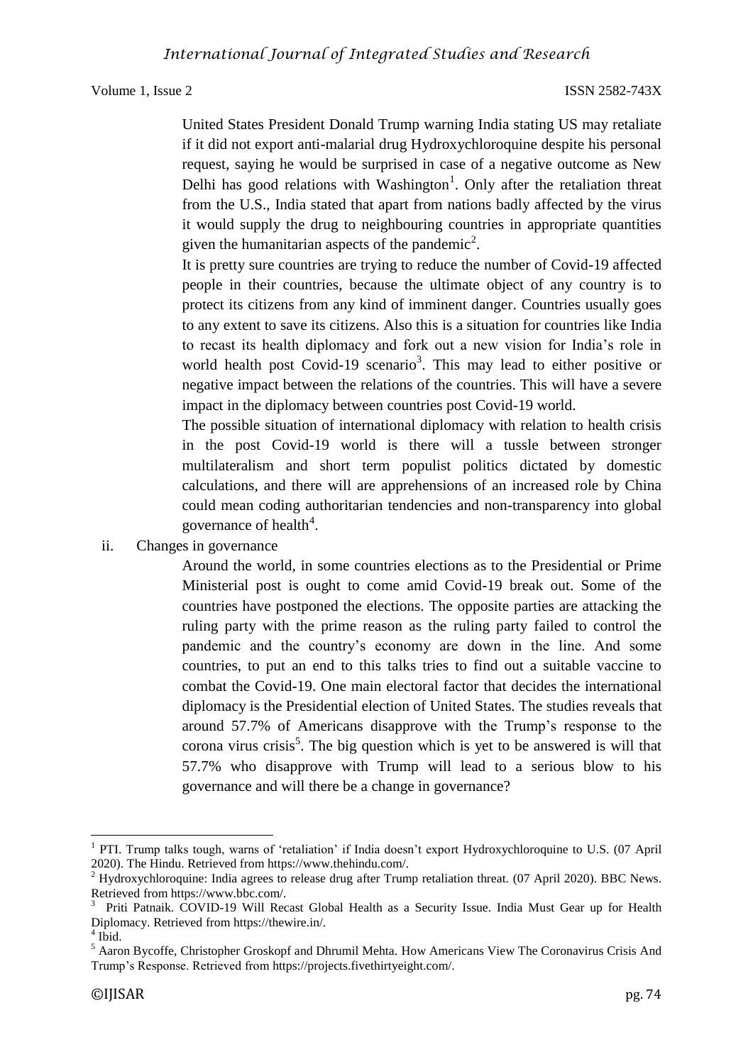United States President Donald Trump warning India stating US may retaliate if it did not export anti-malarial drug Hydroxychloroquine despite his personal request, saying he would be surprised in case of a negative outcome as New Delhi has good relations with Washington[1]. Only after the retaliation threat from the U.S., India stated that apart from nations badly affected by the virus it would supply the drug to neighbouring countries in appropriate quantities given the humanitarian aspects of the pandemic[2].

It is pretty sure countries are trying to reduce the number of Covid-19 affected people in their countries, because the ultimate object of any country is to protect its citizens from any kind of imminent danger. Countries usually goes to any extent to save its citizens. Also this is a situation for countries like India to recast its health diplomacy and fork out a new vision for India's role in world health post Covid-19 scenario[3]. This may lead to either positive or negative impact between the relations of the countries. This will have a severe impact in the diplomacy between countries post Covid-19 world.

The possible situation of international diplomacy with relation to health crisis in the post Covid-19 world is there will a tussle between stronger multilateralism and short term populist politics dictated by domestic calculations, and there will are apprehensions of an increased role by China could mean coding authoritarian tendencies and non-transparency into global governance of health[4].

ii. Changes in governance

Around the world, in some countries elections as to the Presidential or Prime Ministerial post is ought to come amid Covid-19 break out. Some of the countries have postponed the elections. The opposite parties are attacking the ruling party with the prime reason as the ruling party failed to control the pandemic and the country's economy are down in the line. And some countries, to put an end to this talks tries to find out a suitable vaccine to combat the Covid-19. One main electoral factor that decides the international diplomacy is the Presidential election of United States. The studies reveals that around 57.7% of Americans disapprove with the Trump's response to the corona virus crisis[5]. The big question which is yet to be answered is will that 57.7% who disapprove with Trump will lead to a serious blow to his governance and will there be a change in governance?

---

[1] PTI. Trump talks tough, warns of 'retaliation' if India doesn't export Hydroxychloroquine to U.S. (07 April 2020). The Hindu. Retrieved from https://www.thehindu.com/.

[2] Hydroxychloroquine: India agrees to release drug after Trump retaliation threat. (07 April 2020). BBC News. Retrieved from https://www.bbc.com/.

[3] Priti Patnaik. COVID-19 Will Recast Global Health as a Security Issue. India Must Gear up for Health Diplomacy. Retrieved from https://thewire.in/.

[4] Ibid.

[5] Aaron Bycoffe, Christopher Groskopf and Dhrumil Mehta. How Americans View The Coronavirus Crisis And Trump's Response. Retrieved from https://projects.fivethirtyeight.com/.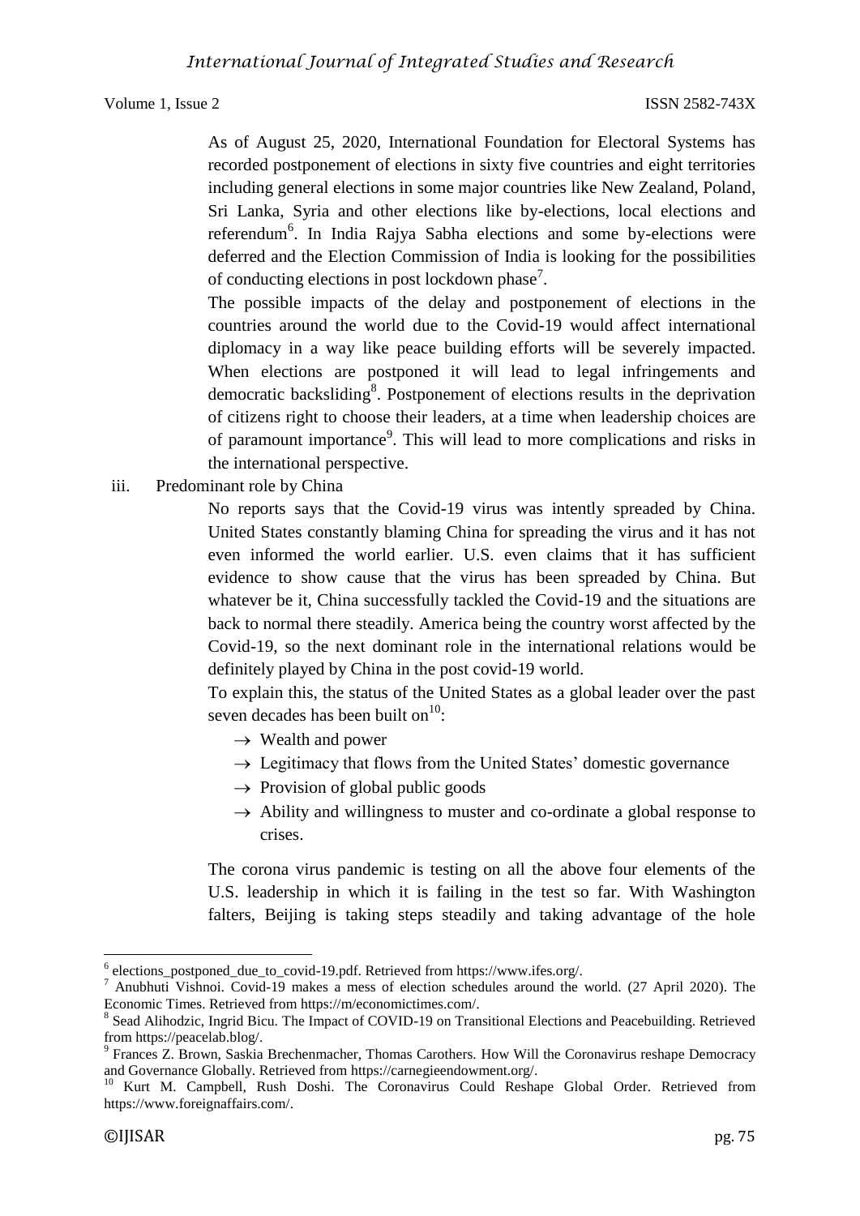As of August 25, 2020, International Foundation for Electoral Systems has recorded postponement of elections in sixty five countries and eight territories including general elections in some major countries like New Zealand, Poland, Sri Lanka, Syria and other elections like by-elections, local elections and referendum[6]. In India Rajya Sabha elections and some by-elections were deferred and the Election Commission of India is looking for the possibilities of conducting elections in post lockdown phase[7].

The possible impacts of the delay and postponement of elections in the countries around the world due to the Covid-19 would affect international diplomacy in a way like peace building efforts will be severely impacted. When elections are postponed it will lead to legal infringements and democratic backsliding[8]. Postponement of elections results in the deprivation of citizens right to choose their leaders, at a time when leadership choices are of paramount importance[9]. This will lead to more complications and risks in the international perspective.

iii. Predominant role by China

No reports says that the Covid-19 virus was intently spreaded by China. United States constantly blaming China for spreading the virus and it has not even informed the world earlier. U.S. even claims that it has sufficient evidence to show cause that the virus has been spreaded by China. But whatever be it, China successfully tackled the Covid-19 and the situations are back to normal there steadily. America being the country worst affected by the Covid-19, so the next dominant role in the international relations would be definitely played by China in the post covid-19 world.

To explain this, the status of the United States as a global leader over the past seven decades has been built on[10]:

- → Wealth and power
- → Legitimacy that flows from the United States' domestic governance
- → Provision of global public goods
- → Ability and willingness to muster and co-ordinate a global response to crises.

The corona virus pandemic is testing on all the above four elements of the U.S. leadership in which it is failing in the test so far. With Washington falters, Beijing is taking steps steadily and taking advantage of the hole

---

[6] elections_postponed_due_to_covid-19.pdf. Retrieved from https://www.ifes.org/.

[7] Anubhuti Vishnoi. Covid-19 makes a mess of election schedules around the world. (27 April 2020). The Economic Times. Retrieved from https://m/economictimes.com/.

[8] Sead Alihodzic, Ingrid Bicu. The Impact of COVID-19 on Transitional Elections and Peacebuilding. Retrieved from https://peacelab.blog/.

[9] Frances Z. Brown, Saskia Brechenmacher, Thomas Carothers. How Will the Coronavirus reshape Democracy and Governance Globally. Retrieved from https://carnegieendowment.org/.

[10] Kurt M. Campbell, Rush Doshi. The Coronavirus Could Reshape Global Order. Retrieved from https://www.foreignaffairs.com/.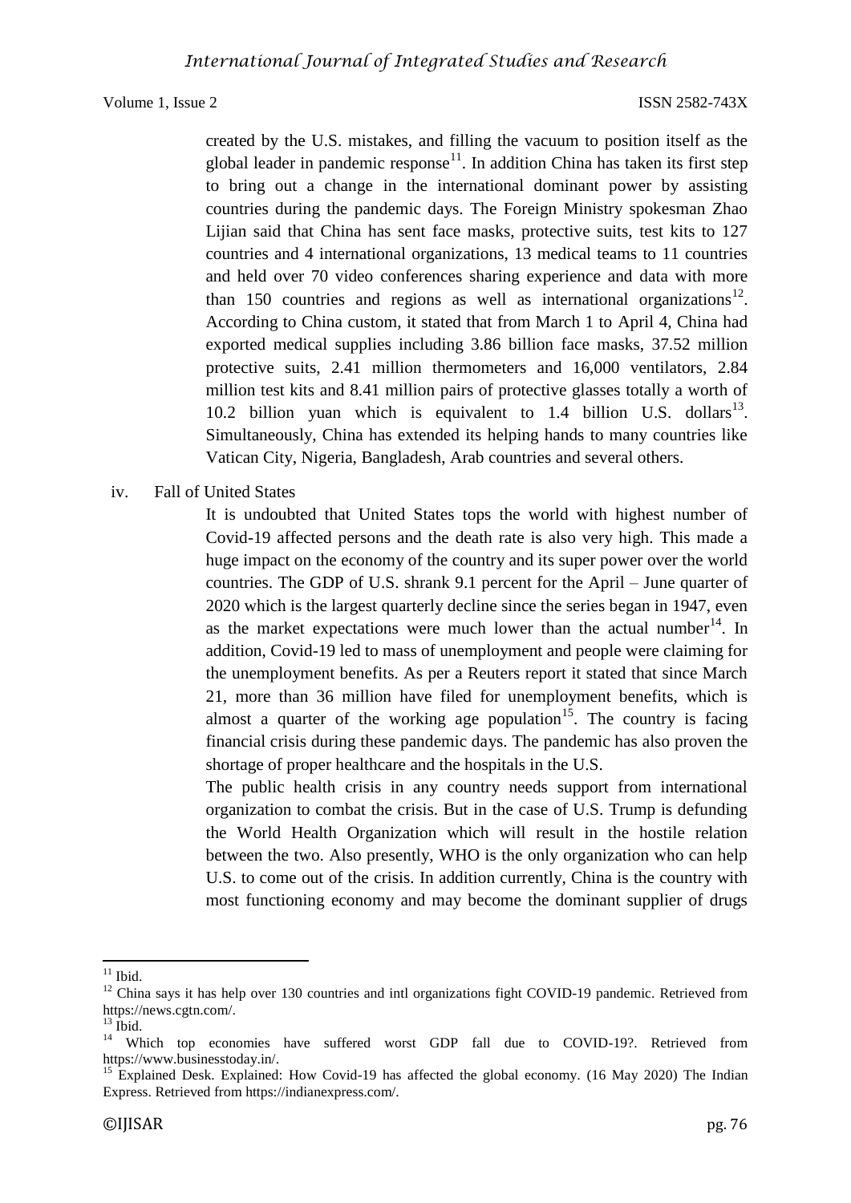created by the U.S. mistakes, and filling the vacuum to position itself as the global leader in pandemic response[11]. In addition China has taken its first step to bring out a change in the international dominant power by assisting countries during the pandemic days. The Foreign Ministry spokesman Zhao Lijian said that China has sent face masks, protective suits, test kits to 127 countries and 4 international organizations, 13 medical teams to 11 countries and held over 70 video conferences sharing experience and data with more than 150 countries and regions as well as international organizations[12]. According to China custom, it stated that from March 1 to April 4, China had exported medical supplies including 3.86 billion face masks, 37.52 million protective suits, 2.41 million thermometers and 16,000 ventilators, 2.84 million test kits and 8.41 million pairs of protective glasses totally a worth of 10.2 billion yuan which is equivalent to 1.4 billion U.S. dollars[13]. Simultaneously, China has extended its helping hands to many countries like Vatican City, Nigeria, Bangladesh, Arab countries and several others.

iv. Fall of United States

It is undoubted that United States tops the world with highest number of Covid-19 affected persons and the death rate is also very high. This made a huge impact on the economy of the country and its super power over the world countries. The GDP of U.S. shrank 9.1 percent for the April – June quarter of 2020 which is the largest quarterly decline since the series began in 1947, even as the market expectations were much lower than the actual number[14]. In addition, Covid-19 led to mass of unemployment and people were claiming for the unemployment benefits. As per a Reuters report it stated that since March 21, more than 36 million have filed for unemployment benefits, which is almost a quarter of the working age population[15]. The country is facing financial crisis during these pandemic days. The pandemic has also proven the shortage of proper healthcare and the hospitals in the U.S.

The public health crisis in any country needs support from international organization to combat the crisis. But in the case of U.S. Trump is defunding the World Health Organization which will result in the hostile relation between the two. Also presently, WHO is the only organization who can help U.S. to come out of the crisis. In addition currently, China is the country with most functioning economy and may become the dominant supplier of drugs

---

[11] Ibid.

[12] China says it has help over 130 countries and intl organizations fight COVID-19 pandemic. Retrieved from https://news.cgtn.com/.

[13] Ibid.

[14] Which top economies have suffered worst GDP fall due to COVID-19?. Retrieved from https://www.businesstoday.in/.

[15] Explained Desk. Explained: How Covid-19 has affected the global economy. (16 May 2020) The Indian Express. Retrieved from https://indianexpress.com/.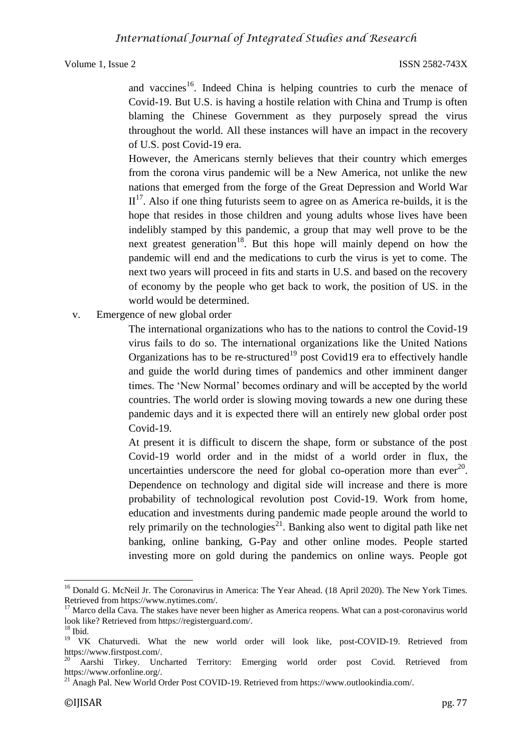and vaccines[16]. Indeed China is helping countries to curb the menace of Covid-19. But U.S. is having a hostile relation with China and Trump is often blaming the Chinese Government as they purposely spread the virus throughout the world. All these instances will have an impact in the recovery of U.S. post Covid-19 era.

However, the Americans sternly believes that their country which emerges from the corona virus pandemic will be a New America, not unlike the new nations that emerged from the forge of the Great Depression and World War II[17]. Also if one thing futurists seem to agree on as America re-builds, it is the hope that resides in those children and young adults whose lives have been indelibly stamped by this pandemic, a group that may well prove to be the next greatest generation[18]. But this hope will mainly depend on how the pandemic will end and the medications to curb the virus is yet to come. The next two years will proceed in fits and starts in U.S. and based on the recovery of economy by the people who get back to work, the position of US. in the world would be determined.

v. Emergence of new global order

The international organizations who has to the nations to control the Covid-19 virus fails to do so. The international organizations like the United Nations Organizations has to be re-structured[19] post Covid19 era to effectively handle and guide the world during times of pandemics and other imminent danger times. The 'New Normal' becomes ordinary and will be accepted by the world countries. The world order is slowing moving towards a new one during these pandemic days and it is expected there will an entirely new global order post Covid-19.

At present it is difficult to discern the shape, form or substance of the post Covid-19 world order and in the midst of a world order in flux, the uncertainties underscore the need for global co-operation more than ever[20]. Dependence on technology and digital side will increase and there is more probability of technological revolution post Covid-19. Work from home, education and investments during pandemic made people around the world to rely primarily on the technologies[21]. Banking also went to digital path like net banking, online banking, G-Pay and other online modes. People started investing more on gold during the pandemics on online ways. People got

---

[16] Donald G. McNeil Jr. The Coronavirus in America: The Year Ahead. (18 April 2020). The New York Times. Retrieved from https://www.nytimes.com/.

[17] Marco della Cava. The stakes have never been higher as America reopens. What can a post-coronavirus world look like? Retrieved from https://registerguard.com/.

[18] Ibid.

[19] VK Chaturvedi. What the new world order will look like, post-COVID-19. Retrieved from https://www.firstpost.com/.

[20] Aarshi Tirkey. Uncharted Territory: Emerging world order post Covid. Retrieved from https://www.orfonline.org/.

[21] Anagh Pal. New World Order Post COVID-19. Retrieved from https://www.outlookindia.com/.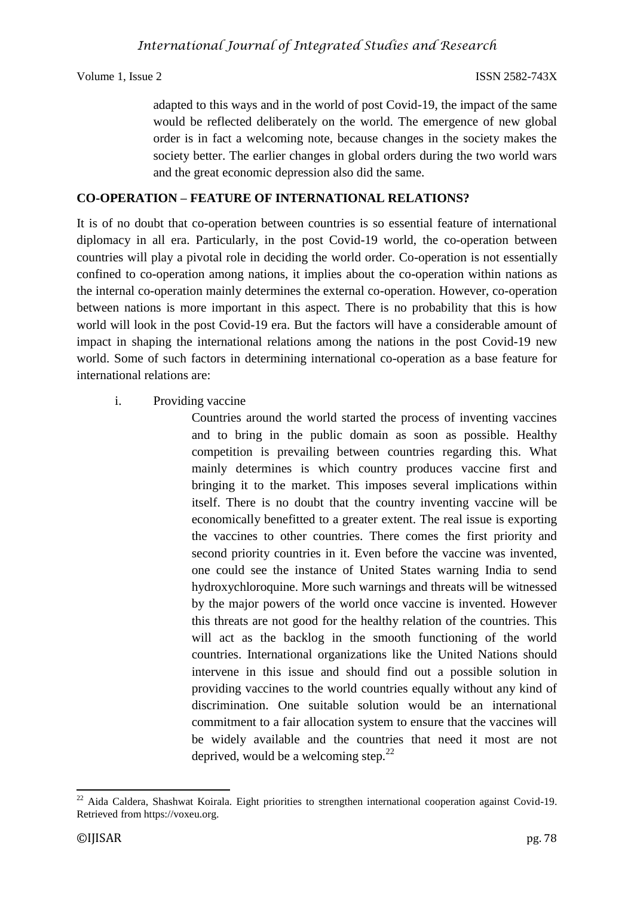adapted to this ways and in the world of post Covid-19, the impact of the same would be reflected deliberately on the world. The emergence of new global order is in fact a welcoming note, because changes in the society makes the society better. The earlier changes in global orders during the two world wars and the great economic depression also did the same.

## CO-OPERATION – FEATURE OF INTERNATIONAL RELATIONS?

It is of no doubt that co-operation between countries is so essential feature of international diplomacy in all era. Particularly, in the post Covid-19 world, the co-operation between countries will play a pivotal role in deciding the world order. Co-operation is not essentially confined to co-operation among nations, it implies about the co-operation within nations as the internal co-operation mainly determines the external co-operation. However, co-operation between nations is more important in this aspect. There is no probability that this is how world will look in the post Covid-19 era. But the factors will have a considerable amount of impact in shaping the international relations among the nations in the post Covid-19 new world. Some of such factors in determining international co-operation as a base feature for international relations are:

i. Providing vaccine

Countries around the world started the process of inventing vaccines and to bring in the public domain as soon as possible. Healthy competition is prevailing between countries regarding this. What mainly determines is which country produces vaccine first and bringing it to the market. This imposes several implications within itself. There is no doubt that the country inventing vaccine will be economically benefitted to a greater extent. The real issue is exporting the vaccines to other countries. There comes the first priority and second priority countries in it. Even before the vaccine was invented, one could see the instance of United States warning India to send hydroxychloroquine. More such warnings and threats will be witnessed by the major powers of the world once vaccine is invented. However this threats are not good for the healthy relation of the countries. This will act as the backlog in the smooth functioning of the world countries. International organizations like the United Nations should intervene in this issue and should find out a possible solution in providing vaccines to the world countries equally without any kind of discrimination. One suitable solution would be an international commitment to a fair allocation system to ensure that the vaccines will be widely available and the countries that need it most are not deprived, would be a welcoming step.[22]

---

[22] Aida Caldera, Shashwat Koirala. Eight priorities to strengthen international cooperation against Covid-19. Retrieved from https://voxeu.org.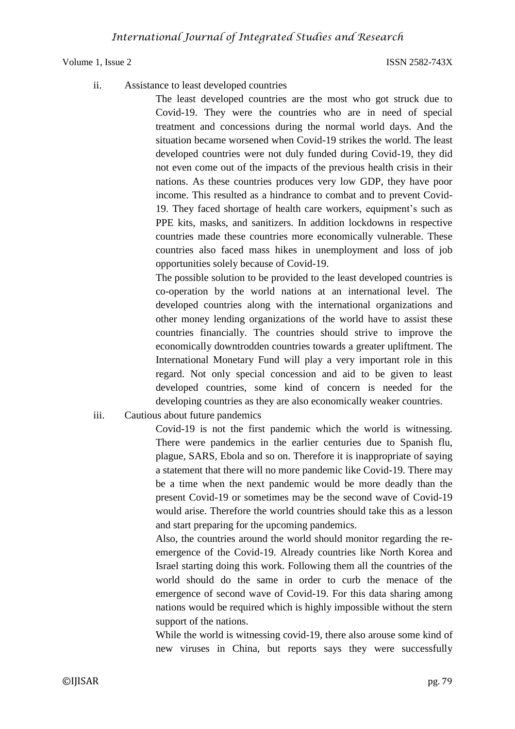ii. Assistance to least developed countries

The least developed countries are the most who got struck due to Covid-19. They were the countries who are in need of special treatment and concessions during the normal world days. And the situation became worsened when Covid-19 strikes the world. The least developed countries were not duly funded during Covid-19, they did not even come out of the impacts of the previous health crisis in their nations. As these countries produces very low GDP, they have poor income. This resulted as a hindrance to combat and to prevent Covid-19. They faced shortage of health care workers, equipment's such as PPE kits, masks, and sanitizers. In addition lockdowns in respective countries made these countries more economically vulnerable. These countries also faced mass hikes in unemployment and loss of job opportunities solely because of Covid-19.

The possible solution to be provided to the least developed countries is co-operation by the world nations at an international level. The developed countries along with the international organizations and other money lending organizations of the world have to assist these countries financially. The countries should strive to improve the economically downtrodden countries towards a greater upliftment. The International Monetary Fund will play a very important role in this regard. Not only special concession and aid to be given to least developed countries, some kind of concern is needed for the developing countries as they are also economically weaker countries.

iii. Cautious about future pandemics

Covid-19 is not the first pandemic which the world is witnessing. There were pandemics in the earlier centuries due to Spanish flu, plague, SARS, Ebola and so on. Therefore it is inappropriate of saying a statement that there will no more pandemic like Covid-19. There may be a time when the next pandemic would be more deadly than the present Covid-19 or sometimes may be the second wave of Covid-19 would arise. Therefore the world countries should take this as a lesson and start preparing for the upcoming pandemics.

Also, the countries around the world should monitor regarding the re-emergence of the Covid-19. Already countries like North Korea and Israel starting doing this work. Following them all the countries of the world should do the same in order to curb the menace of the emergence of second wave of Covid-19. For this data sharing among nations would be required which is highly impossible without the stern support of the nations.

While the world is witnessing covid-19, there also arouse some kind of new viruses in China, but reports says they were successfully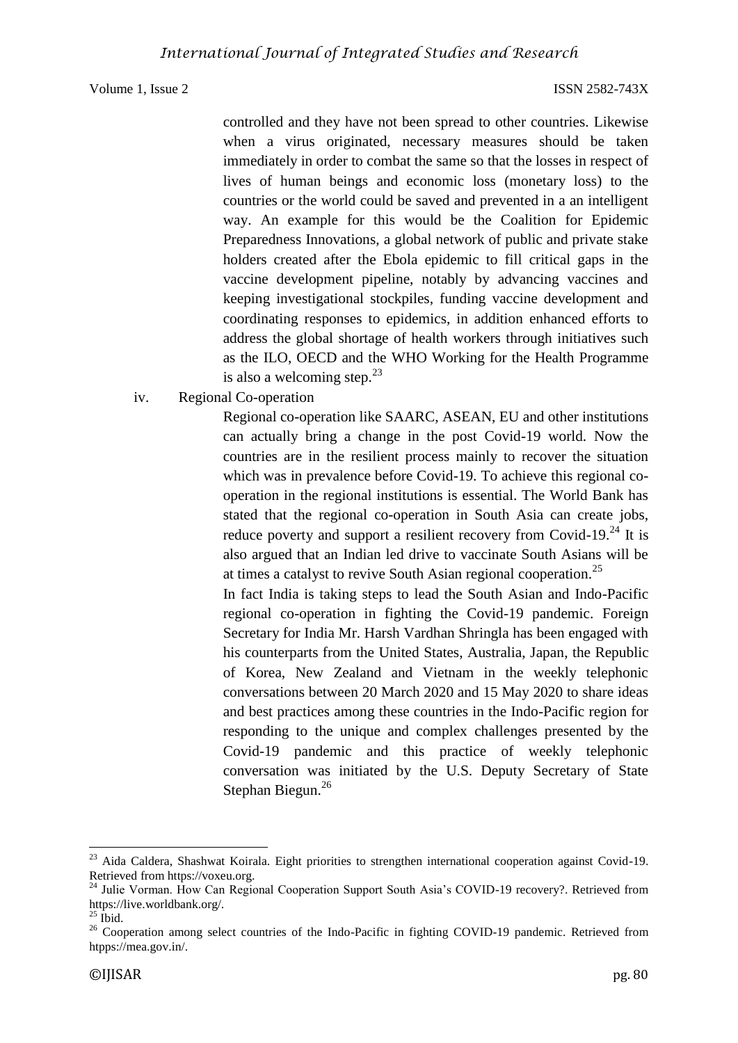controlled and they have not been spread to other countries. Likewise when a virus originated, necessary measures should be taken immediately in order to combat the same so that the losses in respect of lives of human beings and economic loss (monetary loss) to the countries or the world could be saved and prevented in a an intelligent way. An example for this would be the Coalition for Epidemic Preparedness Innovations, a global network of public and private stake holders created after the Ebola epidemic to fill critical gaps in the vaccine development pipeline, notably by advancing vaccines and keeping investigational stockpiles, funding vaccine development and coordinating responses to epidemics, in addition enhanced efforts to address the global shortage of health workers through initiatives such as the ILO, OECD and the WHO Working for the Health Programme is also a welcoming step.[23]

iv. Regional Co-operation

Regional co-operation like SAARC, ASEAN, EU and other institutions can actually bring a change in the post Covid-19 world. Now the countries are in the resilient process mainly to recover the situation which was in prevalence before Covid-19. To achieve this regional co-operation in the regional institutions is essential. The World Bank has stated that the regional co-operation in South Asia can create jobs, reduce poverty and support a resilient recovery from Covid-19.[24] It is also argued that an Indian led drive to vaccinate South Asians will be at times a catalyst to revive South Asian regional cooperation.[25]

In fact India is taking steps to lead the South Asian and Indo-Pacific regional co-operation in fighting the Covid-19 pandemic. Foreign Secretary for India Mr. Harsh Vardhan Shringla has been engaged with his counterparts from the United States, Australia, Japan, the Republic of Korea, New Zealand and Vietnam in the weekly telephonic conversations between 20 March 2020 and 15 May 2020 to share ideas and best practices among these countries in the Indo-Pacific region for responding to the unique and complex challenges presented by the Covid-19 pandemic and this practice of weekly telephonic conversation was initiated by the U.S. Deputy Secretary of State Stephan Biegun.[26]

---

[23] Aida Caldera, Shashwat Koirala. Eight priorities to strengthen international cooperation against Covid-19. Retrieved from https://voxeu.org.

[24] Julie Vorman. How Can Regional Cooperation Support South Asia's COVID-19 recovery?. Retrieved from https://live.worldbank.org/.

[25] Ibid.

[26] Cooperation among select countries of the Indo-Pacific in fighting COVID-19 pandemic. Retrieved from htpps://mea.gov.in/.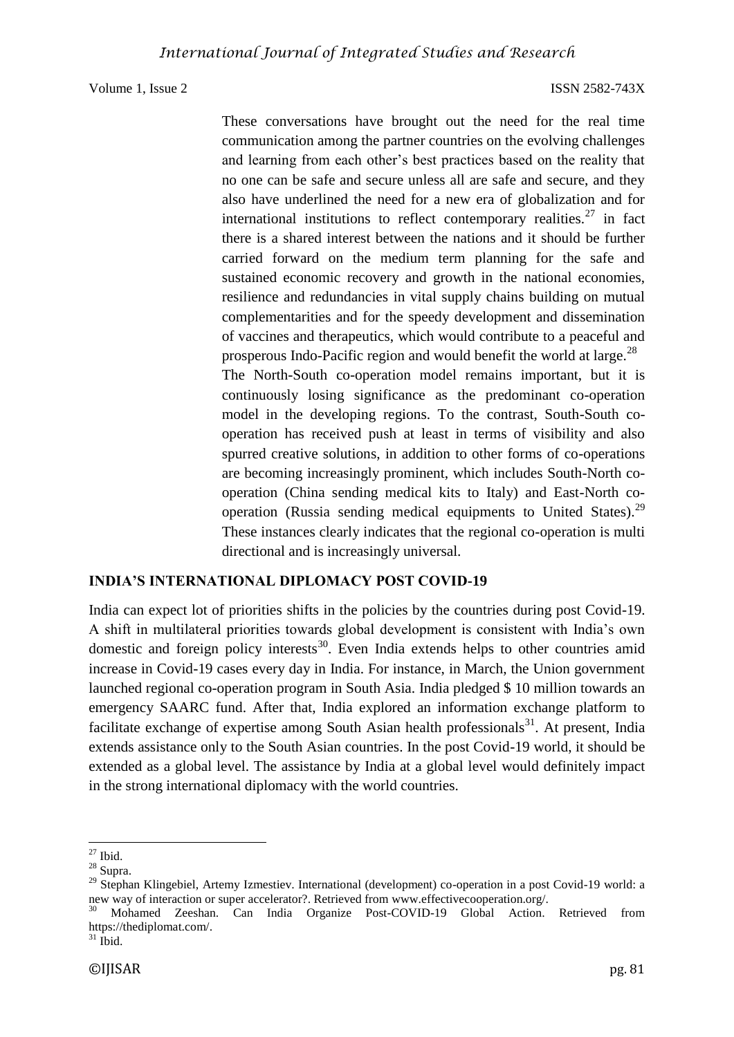These conversations have brought out the need for the real time communication among the partner countries on the evolving challenges and learning from each other's best practices based on the reality that no one can be safe and secure unless all are safe and secure, and they also have underlined the need for a new era of globalization and for international institutions to reflect contemporary realities.[27] in fact there is a shared interest between the nations and it should be further carried forward on the medium term planning for the safe and sustained economic recovery and growth in the national economies, resilience and redundancies in vital supply chains building on mutual complementarities and for the speedy development and dissemination of vaccines and therapeutics, which would contribute to a peaceful and prosperous Indo-Pacific region and would benefit the world at large.[28]

The North-South co-operation model remains important, but it is continuously losing significance as the predominant co-operation model in the developing regions. To the contrast, South-South co-operation has received push at least in terms of visibility and also spurred creative solutions, in addition to other forms of co-operations are becoming increasingly prominent, which includes South-North co-operation (China sending medical kits to Italy) and East-North co-operation (Russia sending medical equipments to United States).[29] These instances clearly indicates that the regional co-operation is multi directional and is increasingly universal.

## INDIA'S INTERNATIONAL DIPLOMACY POST COVID-19

India can expect lot of priorities shifts in the policies by the countries during post Covid-19. A shift in multilateral priorities towards global development is consistent with India's own domestic and foreign policy interests[30]. Even India extends helps to other countries amid increase in Covid-19 cases every day in India. For instance, in March, the Union government launched regional co-operation program in South Asia. India pledged $ 10 million towards an emergency SAARC fund. After that, India explored an information exchange platform to facilitate exchange of expertise among South Asian health professionals[31]. At present, India extends assistance only to the South Asian countries. In the post Covid-19 world, it should be extended as a global level. The assistance by India at a global level would definitely impact in the strong international diplomacy with the world countries.

---

[27] Ibid.

[28] Supra.

[29] Stephan Klingebiel, Artemy Izmestiev. International (development) co-operation in a post Covid-19 world: a new way of interaction or super accelerator?. Retrieved from www.effectivecooperation.org/.

[30] Mohamed Zeeshan. Can India Organize Post-COVID-19 Global Action. Retrieved from https://thediplomat.com/.

[31] Ibid.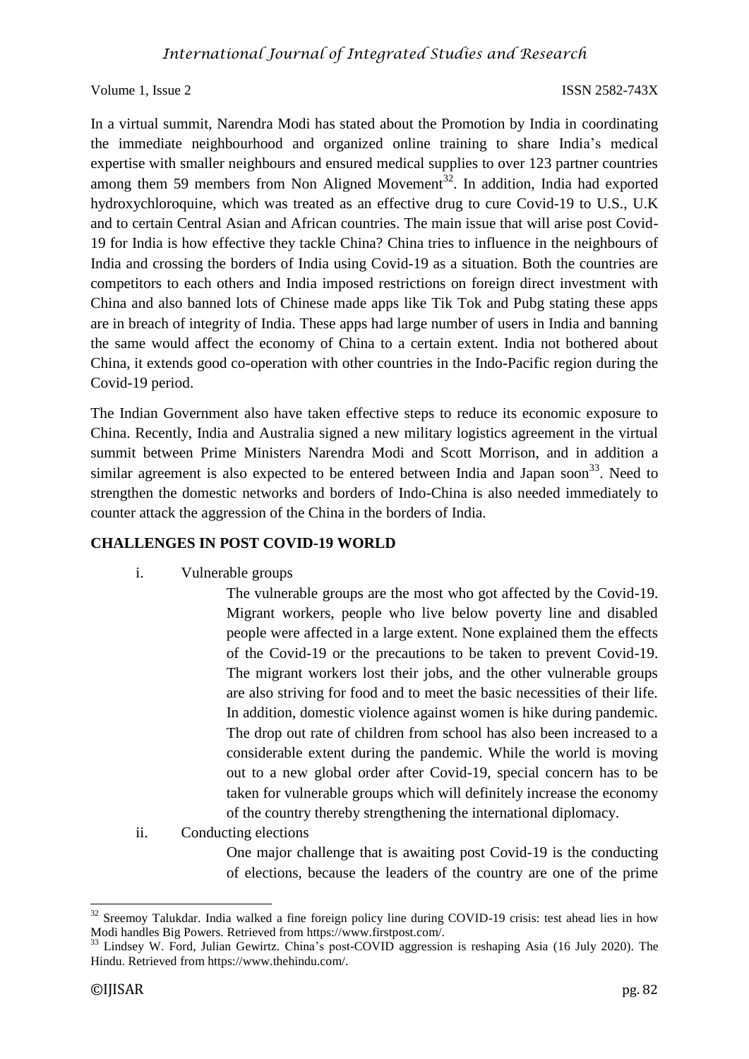In a virtual summit, Narendra Modi has stated about the Promotion by India in coordinating the immediate neighbourhood and organized online training to share India's medical expertise with smaller neighbours and ensured medical supplies to over 123 partner countries among them 59 members from Non Aligned Movement[32]. In addition, India had exported hydroxychloroquine, which was treated as an effective drug to cure Covid-19 to U.S., U.K and to certain Central Asian and African countries. The main issue that will arise post Covid-19 for India is how effective they tackle China? China tries to influence in the neighbours of India and crossing the borders of India using Covid-19 as a situation. Both the countries are competitors to each others and India imposed restrictions on foreign direct investment with China and also banned lots of Chinese made apps like Tik Tok and Pubg stating these apps are in breach of integrity of India. These apps had large number of users in India and banning the same would affect the economy of China to a certain extent. India not bothered about China, it extends good co-operation with other countries in the Indo-Pacific region during the Covid-19 period.

The Indian Government also have taken effective steps to reduce its economic exposure to China. Recently, India and Australia signed a new military logistics agreement in the virtual summit between Prime Ministers Narendra Modi and Scott Morrison, and in addition a similar agreement is also expected to be entered between India and Japan soon[33]. Need to strengthen the domestic networks and borders of Indo-China is also needed immediately to counter attack the aggression of the China in the borders of India.

## CHALLENGES IN POST COVID-19 WORLD

i. Vulnerable groups

The vulnerable groups are the most who got affected by the Covid-19. Migrant workers, people who live below poverty line and disabled people were affected in a large extent. None explained them the effects of the Covid-19 or the precautions to be taken to prevent Covid-19. The migrant workers lost their jobs, and the other vulnerable groups are also striving for food and to meet the basic necessities of their life. In addition, domestic violence against women is hike during pandemic. The drop out rate of children from school has also been increased to a considerable extent during the pandemic. While the world is moving out to a new global order after Covid-19, special concern has to be taken for vulnerable groups which will definitely increase the economy of the country thereby strengthening the international diplomacy.

ii. Conducting elections

One major challenge that is awaiting post Covid-19 is the conducting of elections, because the leaders of the country are one of the prime

---

[32] Sreemoy Talukdar. India walked a fine foreign policy line during COVID-19 crisis: test ahead lies in how Modi handles Big Powers. Retrieved from https://www.firstpost.com/.

[33] Lindsey W. Ford, Julian Gewirtz. China's post-COVID aggression is reshaping Asia (16 July 2020). The Hindu. Retrieved from https://www.thehindu.com/.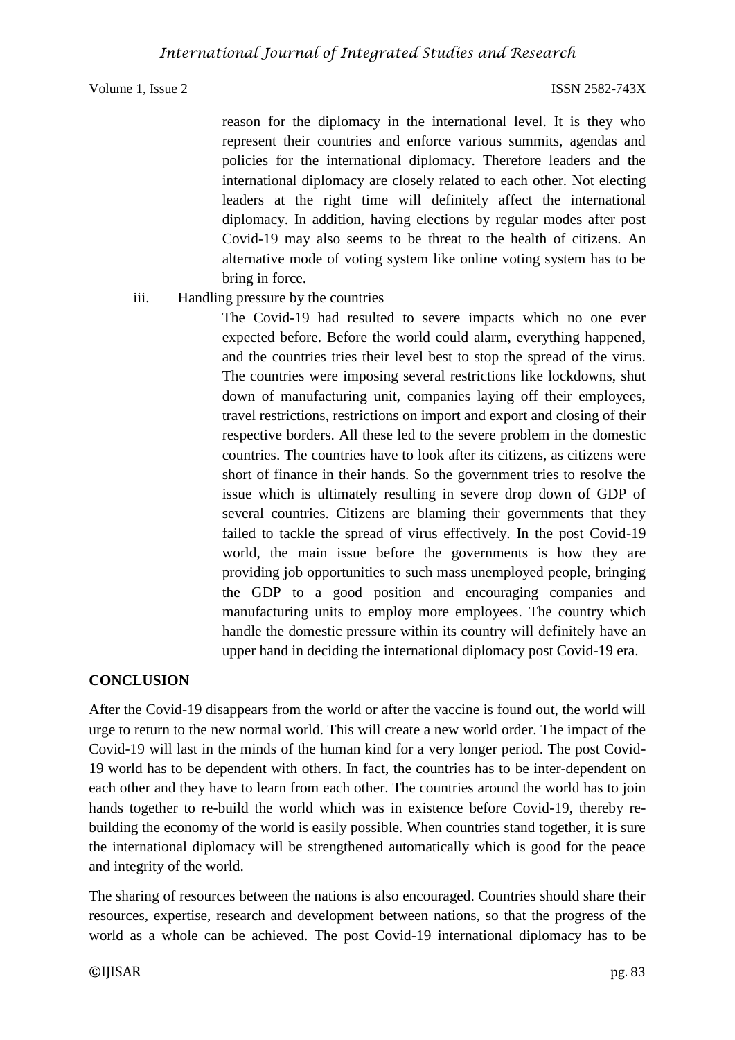reason for the diplomacy in the international level. It is they who represent their countries and enforce various summits, agendas and policies for the international diplomacy. Therefore leaders and the international diplomacy are closely related to each other. Not electing leaders at the right time will definitely affect the international diplomacy. In addition, having elections by regular modes after post Covid-19 may also seems to be threat to the health of citizens. An alternative mode of voting system like online voting system has to be bring in force.

iii. Handling pressure by the countries

The Covid-19 had resulted to severe impacts which no one ever expected before. Before the world could alarm, everything happened, and the countries tries their level best to stop the spread of the virus. The countries were imposing several restrictions like lockdowns, shut down of manufacturing unit, companies laying off their employees, travel restrictions, restrictions on import and export and closing of their respective borders. All these led to the severe problem in the domestic countries. The countries have to look after its citizens, as citizens were short of finance in their hands. So the government tries to resolve the issue which is ultimately resulting in severe drop down of GDP of several countries. Citizens are blaming their governments that they failed to tackle the spread of virus effectively. In the post Covid-19 world, the main issue before the governments is how they are providing job opportunities to such mass unemployed people, bringing the GDP to a good position and encouraging companies and manufacturing units to employ more employees. The country which handle the domestic pressure within its country will definitely have an upper hand in deciding the international diplomacy post Covid-19 era.

## CONCLUSION

After the Covid-19 disappears from the world or after the vaccine is found out, the world will urge to return to the new normal world. This will create a new world order. The impact of the Covid-19 will last in the minds of the human kind for a very longer period. The post Covid-19 world has to be dependent with others. In fact, the countries has to be inter-dependent on each other and they have to learn from each other. The countries around the world has to join hands together to re-build the world which was in existence before Covid-19, thereby re-building the economy of the world is easily possible. When countries stand together, it is sure the international diplomacy will be strengthened automatically which is good for the peace and integrity of the world.

The sharing of resources between the nations is also encouraged. Countries should share their resources, expertise, research and development between nations, so that the progress of the world as a whole can be achieved. The post Covid-19 international diplomacy has to be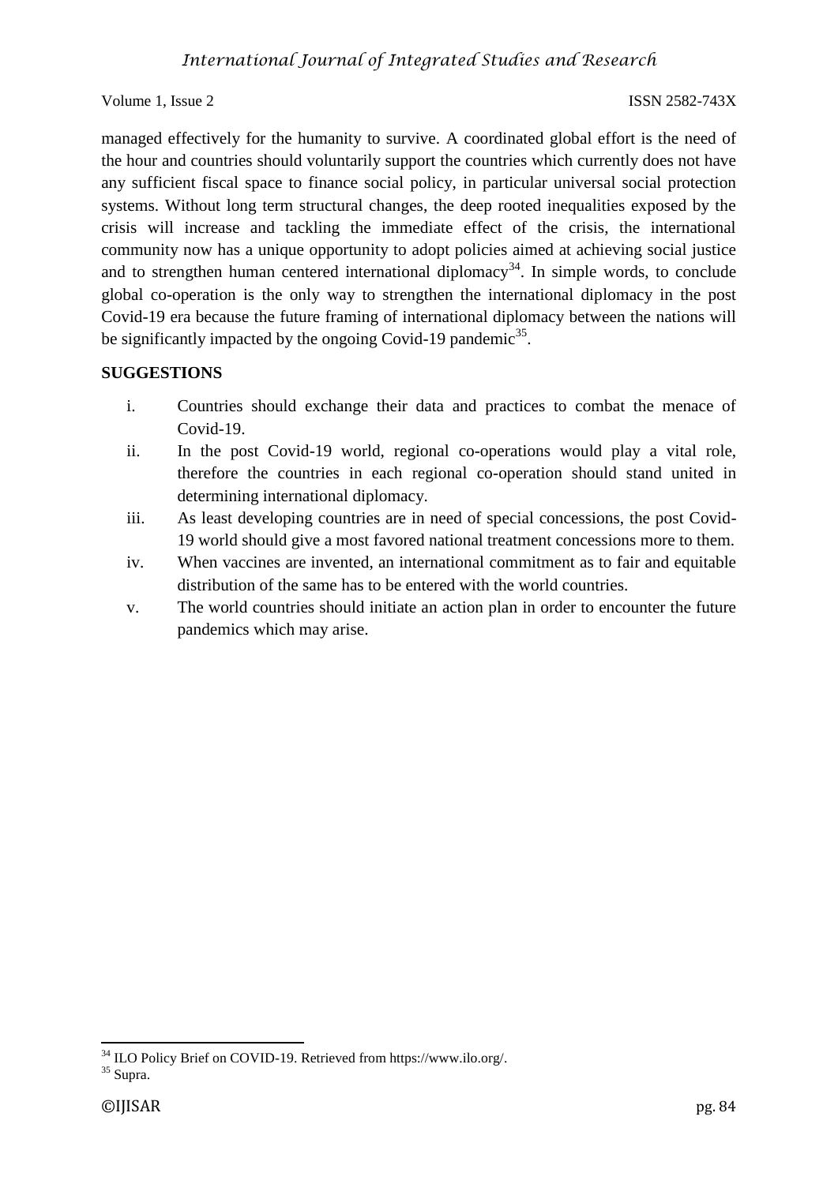managed effectively for the humanity to survive. A coordinated global effort is the need of the hour and countries should voluntarily support the countries which currently does not have any sufficient fiscal space to finance social policy, in particular universal social protection systems. Without long term structural changes, the deep rooted inequalities exposed by the crisis will increase and tackling the immediate effect of the crisis, the international community now has a unique opportunity to adopt policies aimed at achieving social justice and to strengthen human centered international diplomacy[34]. In simple words, to conclude global co-operation is the only way to strengthen the international diplomacy in the post Covid-19 era because the future framing of international diplomacy between the nations will be significantly impacted by the ongoing Covid-19 pandemic[35].

**SUGGESTIONS**

i. Countries should exchange their data and practices to combat the menace of Covid-19.

ii. In the post Covid-19 world, regional co-operations would play a vital role, therefore the countries in each regional co-operation should stand united in determining international diplomacy.

iii. As least developing countries are in need of special concessions, the post Covid-19 world should give a most favored national treatment concessions more to them.

iv. When vaccines are invented, an international commitment as to fair and equitable distribution of the same has to be entered with the world countries.

v. The world countries should initiate an action plan in order to encounter the future pandemics which may arise.

---

[34] ILO Policy Brief on COVID-19. Retrieved from https://www.ilo.org/.

[35] Supra.